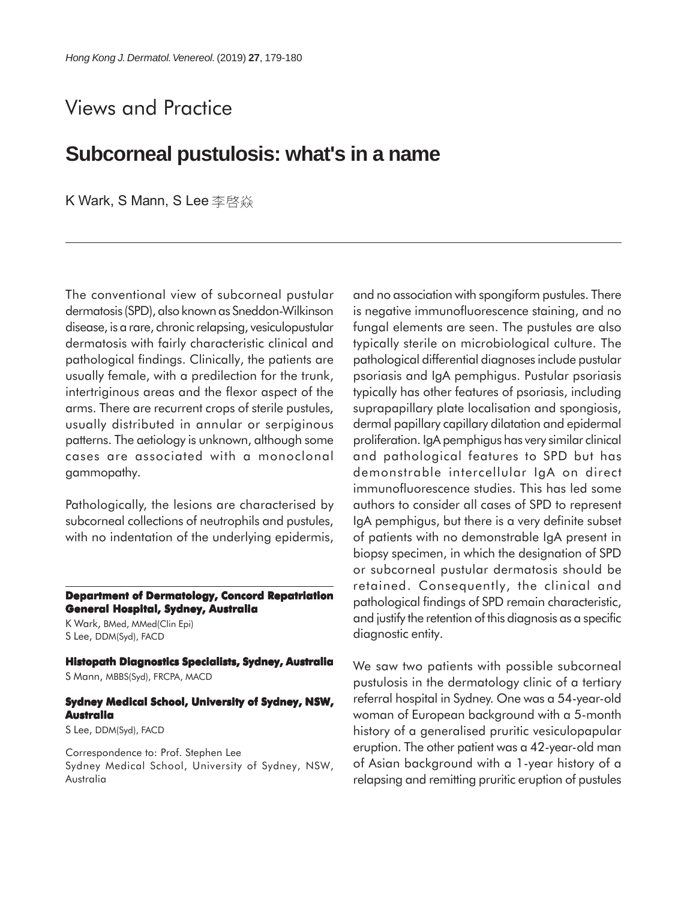Views and Practice

# Subcorneal pustulosis: what's in a name

K Wark, S Mann, S Lee 李启焱

The conventional view of subcorneal pustular dermatosis (SPD), also known as Sneddon-Wilkinson disease, is a rare, chronic relapsing, vesiculopustular dermatosis with fairly characteristic clinical and pathological findings. Clinically, the patients are usually female, with a predilection for the trunk, intertriginous areas and the flexor aspect of the arms. There are recurrent crops of sterile pustules, usually distributed in annular or serpiginous patterns. The aetiology is unknown, although some cases are associated with a monoclonal gammopathy.

Pathologically, the lesions are characterised by subcorneal collections of neutrophils and pustules, with no indentation of the underlying epidermis, and no association with spongiform pustules. There is negative immunofluorescence staining, and no fungal elements are seen. The pustules are also typically sterile on microbiological culture. The pathological differential diagnoses include pustular psoriasis and IgA pemphigus. Pustular psoriasis typically has other features of psoriasis, including suprapapillary plate localisation and spongiosis, dermal papillary capillary dilatation and epidermal proliferation. IgA pemphigus has very similar clinical and pathological features to SPD but has demonstrable intercellular IgA on direct immunofluorescence studies. This has led some authors to consider all cases of SPD to represent IgA pemphigus, but there is a very definite subset of patients with no demonstrable IgA present in biopsy specimen, in which the designation of SPD or subcorneal pustular dermatosis should be retained. Consequently, the clinical and pathological findings of SPD remain characteristic, and justify the retention of this diagnosis as a specific diagnostic entity.

We saw two patients with possible subcorneal pustulosis in the dermatology clinic of a tertiary referral hospital in Sydney. One was a 54-year-old woman of European background with a 5-month history of a generalised pruritic vesiculopapular eruption. The other patient was a 42-year-old man of Asian background with a 1-year history of a relapsing and remitting pruritic eruption of pustules

**Department of Dermatology, Concord Repatriation General Hospital, Sydney, Australia**
K Wark, BMed, MMed(Clin Epi)
S Lee, DDM(Syd), FACD

**Histopath Diagnostics Specialists, Sydney, Australia**
S Mann, MBBS(Syd), FRCPA, MACD

**Sydney Medical School, University of Sydney, NSW, Australia**
S Lee, DDM(Syd), FACD

Correspondence to: Prof. Stephen Lee
Sydney Medical School, University of Sydney, NSW, Australia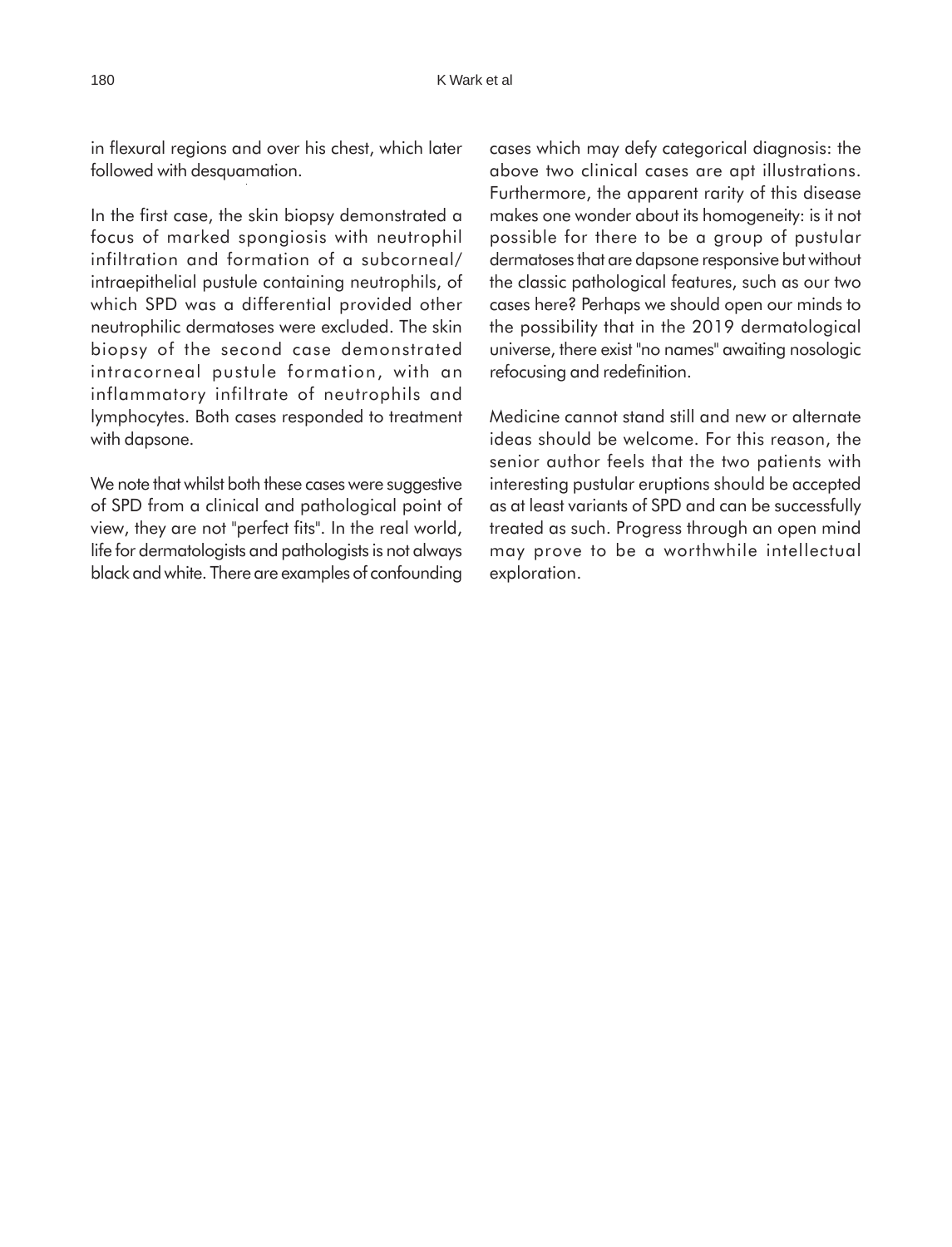in flexural regions and over his chest, which later followed with desquamation.

In the first case, the skin biopsy demonstrated a focus of marked spongiosis with neutrophil infiltration and formation of a subcorneal/ intraepithelial pustule containing neutrophils, of which SPD was a differential provided other neutrophilic dermatoses were excluded. The skin biopsy of the second case demonstrated intracorneal pustule formation, with an inflammatory infiltrate of neutrophils and lymphocytes. Both cases responded to treatment with dapsone.

We note that whilst both these cases were suggestive of SPD from a clinical and pathological point of view, they are not "perfect fits". In the real world, life for dermatologists and pathologists is not always black and white. There are examples of confounding cases which may defy categorical diagnosis: the above two clinical cases are apt illustrations. Furthermore, the apparent rarity of this disease makes one wonder about its homogeneity: is it not possible for there to be a group of pustular dermatoses that are dapsone responsive but without the classic pathological features, such as our two cases here? Perhaps we should open our minds to the possibility that in the 2019 dermatological universe, there exist "no names" awaiting nosologic refocusing and redefinition.

Medicine cannot stand still and new or alternate ideas should be welcome. For this reason, the senior author feels that the two patients with interesting pustular eruptions should be accepted as at least variants of SPD and can be successfully treated as such. Progress through an open mind may prove to be a worthwhile intellectual exploration.